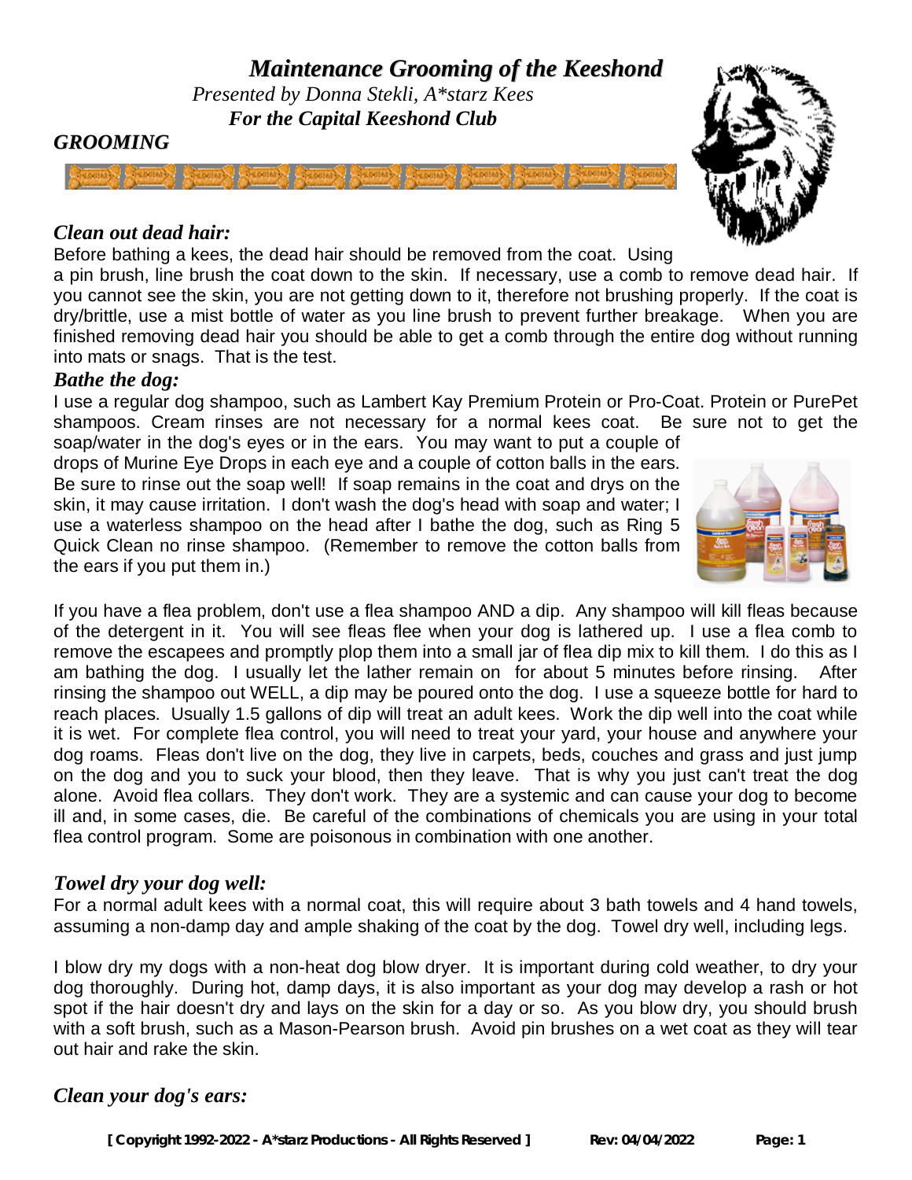# *Maintenance Grooming of the Keeshond*

*Presented by Donna Stekli, A*starz Kees*

***For the Capital Keeshond Club***

## *GROOMING*

### *Clean out dead hair:*

Before bathing a kees, the dead hair should be removed from the coat. Using a pin brush, line brush the coat down to the skin. If necessary, use a comb to remove dead hair. If you cannot see the skin, you are not getting down to it, therefore not brushing properly. If the coat is dry/brittle, use a mist bottle of water as you line brush to prevent further breakage. When you are finished removing dead hair you should be able to get a comb through the entire dog without running into mats or snags. That is the test.

### *Bathe the dog:*

I use a regular dog shampoo, such as Lambert Kay Premium Protein or Pro-Coat. Protein or PurePet shampoos. Cream rinses are not necessary for a normal kees coat. Be sure not to get the soap/water in the dog's eyes or in the ears. You may want to put a couple of drops of Murine Eye Drops in each eye and a couple of cotton balls in the ears. Be sure to rinse out the soap well! If soap remains in the coat and drys on the skin, it may cause irritation. I don't wash the dog's head with soap and water; I use a waterless shampoo on the head after I bathe the dog, such as Ring 5 Quick Clean no rinse shampoo. (Remember to remove the cotton balls from the ears if you put them in.)

If you have a flea problem, don't use a flea shampoo AND a dip. Any shampoo will kill fleas because of the detergent in it. You will see fleas flee when your dog is lathered up. I use a flea comb to remove the escapees and promptly plop them into a small jar of flea dip mix to kill them. I do this as I am bathing the dog. I usually let the lather remain on for about 5 minutes before rinsing. After rinsing the shampoo out WELL, a dip may be poured onto the dog. I use a squeeze bottle for hard to reach places. Usually 1.5 gallons of dip will treat an adult kees. Work the dip well into the coat while it is wet. For complete flea control, you will need to treat your yard, your house and anywhere your dog roams. Fleas don't live on the dog, they live in carpets, beds, couches and grass and just jump on the dog and you to suck your blood, then they leave. That is why you just can't treat the dog alone. Avoid flea collars. They don't work. They are a systemic and can cause your dog to become ill and, in some cases, die. Be careful of the combinations of chemicals you are using in your total flea control program. Some are poisonous in combination with one another.

### *Towel dry your dog well:*

For a normal adult kees with a normal coat, this will require about 3 bath towels and 4 hand towels, assuming a non-damp day and ample shaking of the coat by the dog. Towel dry well, including legs.

I blow dry my dogs with a non-heat dog blow dryer. It is important during cold weather, to dry your dog thoroughly. During hot, damp days, it is also important as your dog may develop a rash or hot spot if the hair doesn't dry and lays on the skin for a day or so. As you blow dry, you should brush with a soft brush, such as a Mason-Pearson brush. Avoid pin brushes on a wet coat as they will tear out hair and rake the skin.

### *Clean your dog's ears:*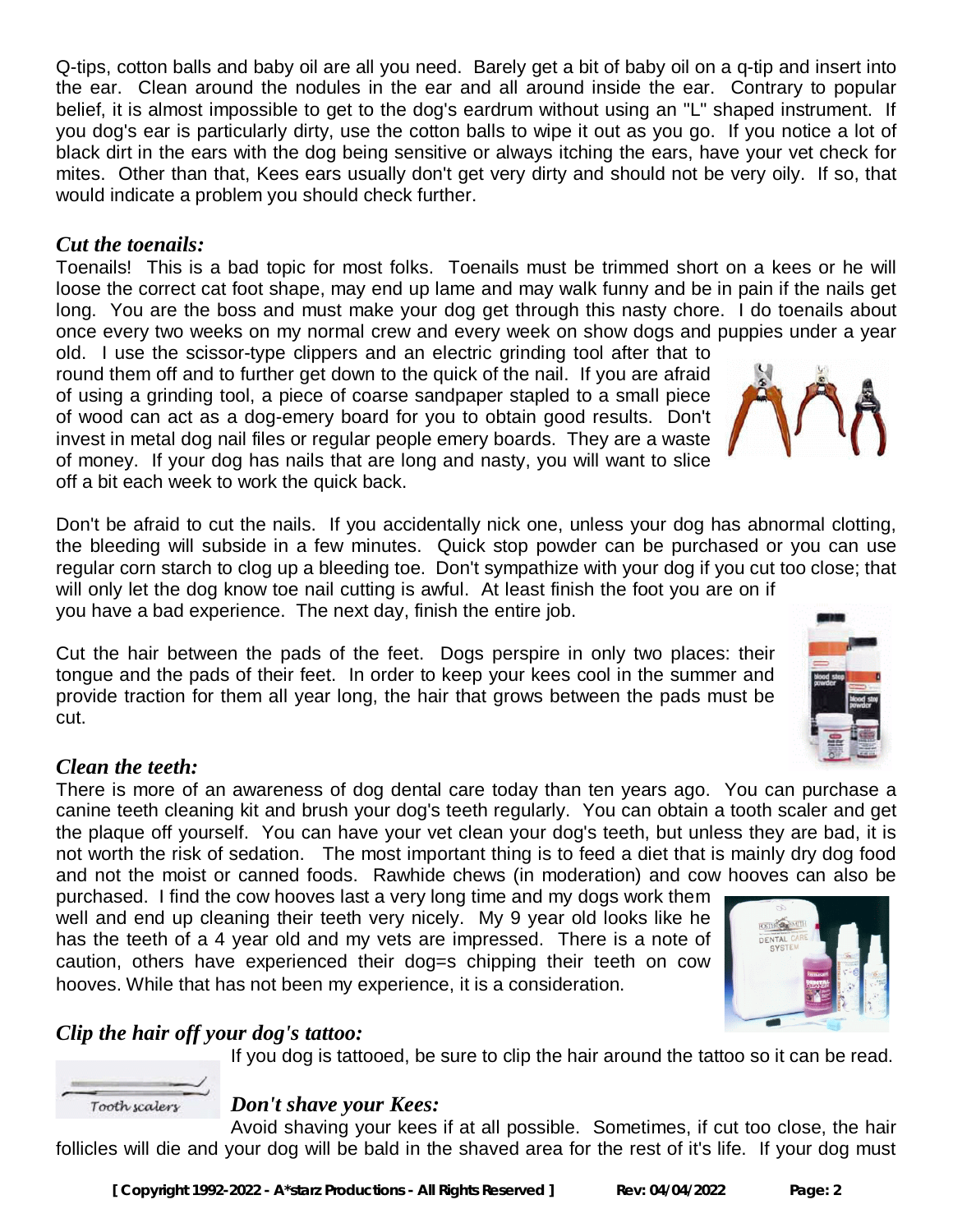Q-tips, cotton balls and baby oil are all you need. Barely get a bit of baby oil on a q-tip and insert into the ear. Clean around the nodules in the ear and all around inside the ear. Contrary to popular belief, it is almost impossible to get to the dog's eardrum without using an "L" shaped instrument. If you dog's ear is particularly dirty, use the cotton balls to wipe it out as you go. If you notice a lot of black dirt in the ears with the dog being sensitive or always itching the ears, have your vet check for mites. Other than that, Kees ears usually don't get very dirty and should not be very oily. If so, that would indicate a problem you should check further.

### *Cut the toenails:*

Toenails! This is a bad topic for most folks. Toenails must be trimmed short on a kees or he will loose the correct cat foot shape, may end up lame and may walk funny and be in pain if the nails get long. You are the boss and must make your dog get through this nasty chore. I do toenails about once every two weeks on my normal crew and every week on show dogs and puppies under a year old. I use the scissor-type clippers and an electric grinding tool after that to round them off and to further get down to the quick of the nail. If you are afraid of using a grinding tool, a piece of coarse sandpaper stapled to a small piece of wood can act as a dog-emery board for you to obtain good results. Don't invest in metal dog nail files or regular people emery boards. They are a waste of money. If your dog has nails that are long and nasty, you will want to slice off a bit each week to work the quick back.

Don't be afraid to cut the nails. If you accidentally nick one, unless your dog has abnormal clotting, the bleeding will subside in a few minutes. Quick stop powder can be purchased or you can use regular corn starch to clog up a bleeding toe. Don't sympathize with your dog if you cut too close; that will only let the dog know toe nail cutting is awful. At least finish the foot you are on if you have a bad experience. The next day, finish the entire job.

Cut the hair between the pads of the feet. Dogs perspire in only two places: their tongue and the pads of their feet. In order to keep your kees cool in the summer and provide traction for them all year long, the hair that grows between the pads must be cut.

### *Clean the teeth:*

There is more of an awareness of dog dental care today than ten years ago. You can purchase a canine teeth cleaning kit and brush your dog's teeth regularly. You can obtain a tooth scaler and get the plaque off yourself. You can have your vet clean your dog's teeth, but unless they are bad, it is not worth the risk of sedation. The most important thing is to feed a diet that is mainly dry dog food and not the moist or canned foods. Rawhide chews (in moderation) and cow hooves can also be purchased. I find the cow hooves last a very long time and my dogs work them well and end up cleaning their teeth very nicely. My 9 year old looks like he has the teeth of a 4 year old and my vets are impressed. There is a note of caution, others have experienced their dog=s chipping their teeth on cow hooves. While that has not been my experience, it is a consideration.

### *Clip the hair off your dog's tattoo:*

If you dog is tattooed, be sure to clip the hair around the tattoo so it can be read.

Tooth scalers

### *Don't shave your Kees:*

Avoid shaving your kees if at all possible. Sometimes, if cut too close, the hair follicles will die and your dog will be bald in the shaved area for the rest of it's life. If your dog must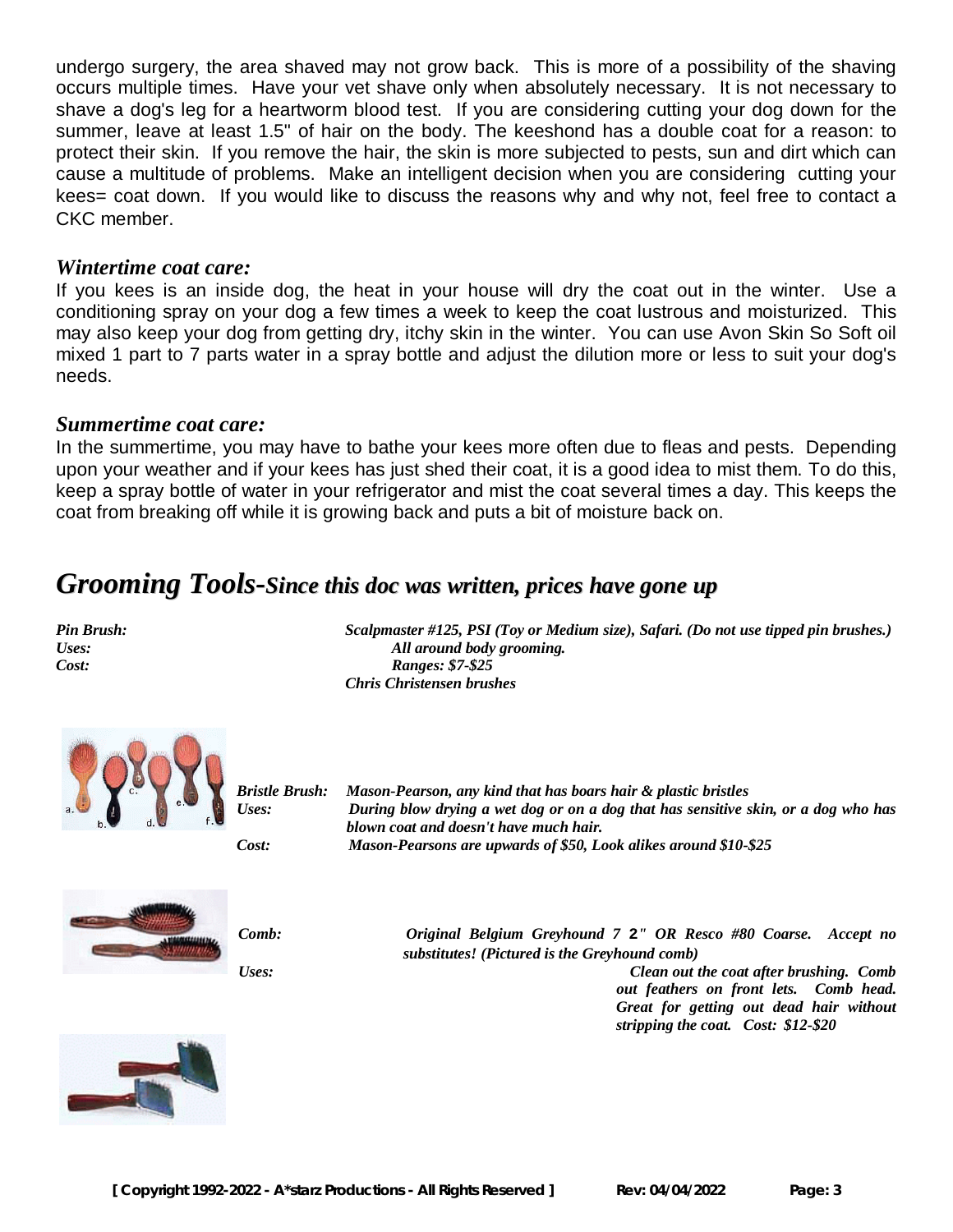undergo surgery, the area shaved may not grow back. This is more of a possibility of the shaving occurs multiple times. Have your vet shave only when absolutely necessary. It is not necessary to shave a dog's leg for a heartworm blood test. If you are considering cutting your dog down for the summer, leave at least 1.5" of hair on the body. The keeshond has a double coat for a reason: to protect their skin. If you remove the hair, the skin is more subjected to pests, sun and dirt which can cause a multitude of problems. Make an intelligent decision when you are considering cutting your kees= coat down. If you would like to discuss the reasons why and why not, feel free to contact a CKC member.

### *Wintertime coat care:*

If you kees is an inside dog, the heat in your house will dry the coat out in the winter. Use a conditioning spray on your dog a few times a week to keep the coat lustrous and moisturized. This may also keep your dog from getting dry, itchy skin in the winter. You can use Avon Skin So Soft oil mixed 1 part to 7 parts water in a spray bottle and adjust the dilution more or less to suit your dog's needs.

### *Summertime coat care:*

In the summertime, you may have to bathe your kees more often due to fleas and pests. Depending upon your weather and if your kees has just shed their coat, it is a good idea to mist them. To do this, keep a spray bottle of water in your refrigerator and mist the coat several times a day. This keeps the coat from breaking off while it is growing back and puts a bit of moisture back on.

## *Grooming Tools-Since this doc was written, prices have gone up*

***Pin Brush:*** *Scalpmaster #125, PSI (Toy or Medium size), Safari. (Do not use tipped pin brushes.)*
***Uses:*** *All around body grooming.*
***Cost:*** *Ranges: $7-$25*
*Chris Christensen brushes*

***Bristle Brush:*** *Mason-Pearson, any kind that has boars hair & plastic bristles*
***Uses:*** *During blow drying a wet dog or on a dog that has sensitive skin, or a dog who has blown coat and doesn't have much hair.*
***Cost:*** *Mason-Pearsons are upwards of $50, Look alikes around $10-$25*

***Comb:*** *Original Belgium Greyhound 7 2" OR Resco #80 Coarse. Accept no substitutes! (Pictured is the Greyhound comb)*
***Uses:*** *Clean out the coat after brushing. Comb out feathers on front lets. Comb head. Great for getting out dead hair without stripping the coat. Cost: $12-$20*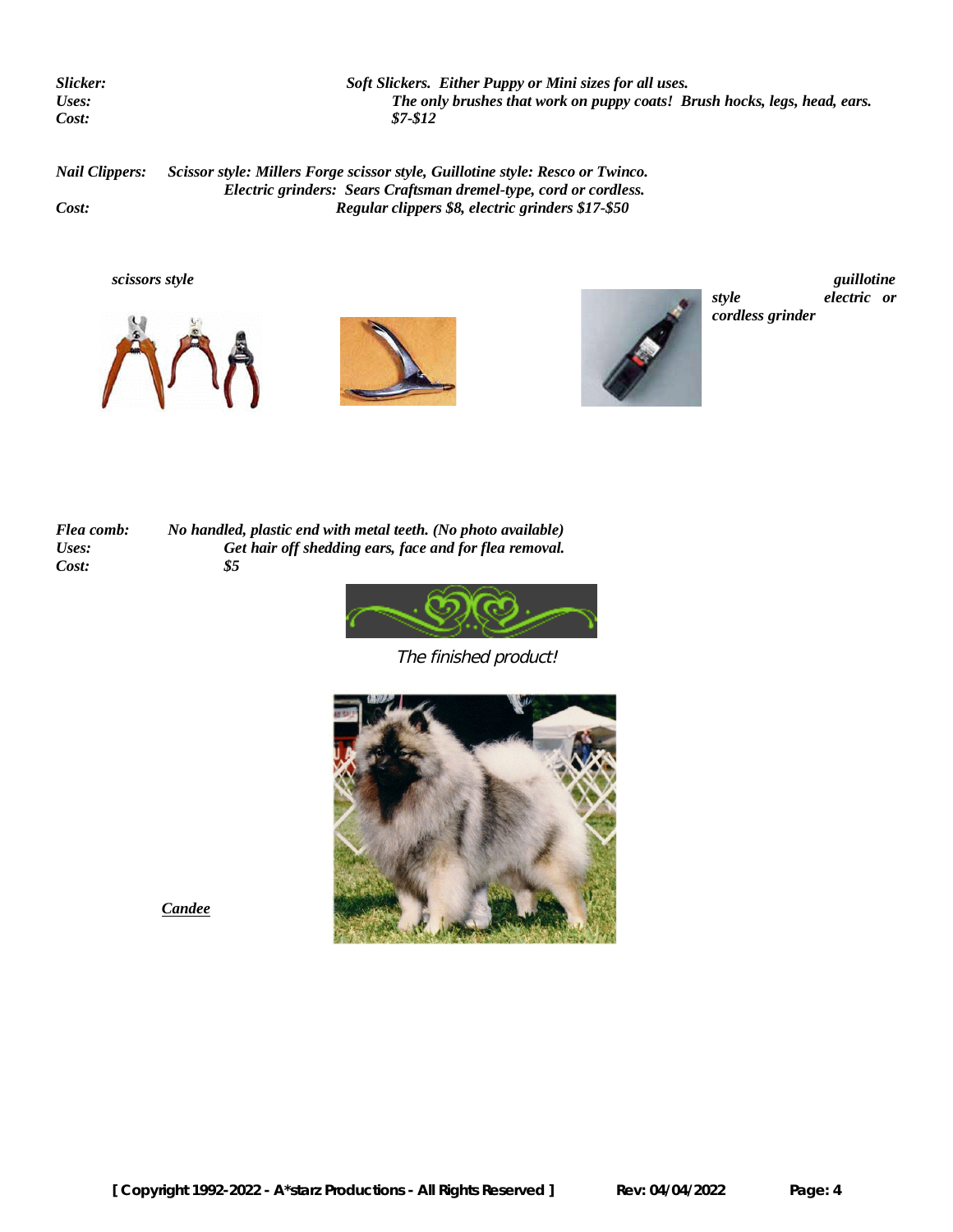*Slicker:* *Soft Slickers. Either Puppy or Mini sizes for all uses.*
*Uses:* *The only brushes that work on puppy coats! Brush hocks, legs, head, ears.*
*Cost:* *$7-$12*

*Nail Clippers:* *Scissor style: Millers Forge scissor style, Guillotine style: Resco or Twinco.*
*Electric grinders: Sears Craftsman dremel-type, cord or cordless.*
*Cost:* *Regular clippers $8, electric grinders $17-$50*

*scissors style* *guillotine style* *electric or cordless grinder*

*Flea comb:* *No handled, plastic end with metal teeth. (No photo available)*
*Uses:* *Get hair off shedding ears, face and for flea removal.*
*Cost:* *$5*

*The finished product!*

*Candee*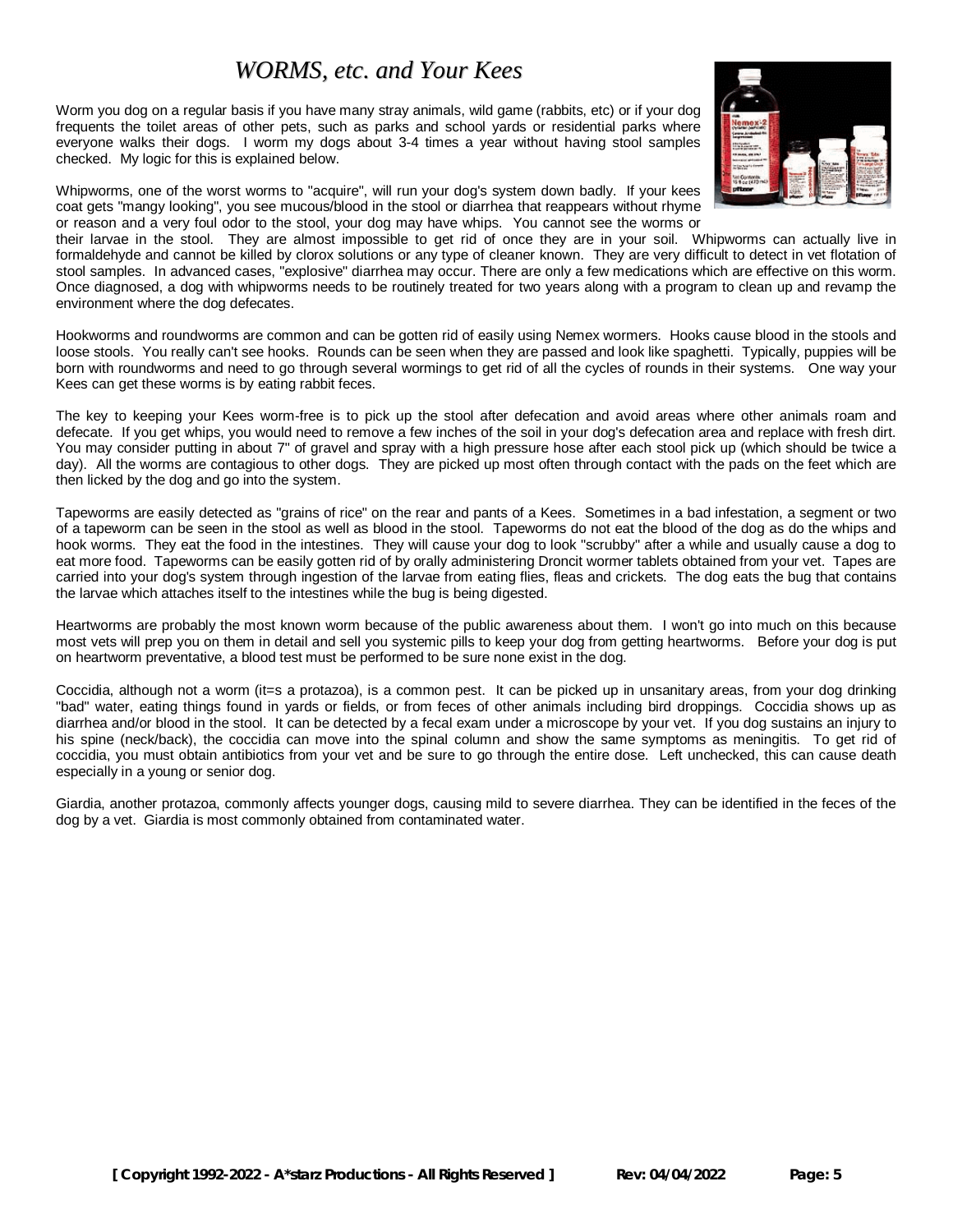# *WORMS, etc. and Your Kees*

Worm you dog on a regular basis if you have many stray animals, wild game (rabbits, etc) or if your dog frequents the toilet areas of other pets, such as parks and school yards or residential parks where everyone walks their dogs. I worm my dogs about 3-4 times a year without having stool samples checked. My logic for this is explained below.

Whipworms, one of the worst worms to "acquire", will run your dog's system down badly. If your kees coat gets "mangy looking", you see mucous/blood in the stool or diarrhea that reappears without rhyme or reason and a very foul odor to the stool, your dog may have whips. You cannot see the worms or their larvae in the stool. They are almost impossible to get rid of once they are in your soil. Whipworms can actually live in formaldehyde and cannot be killed by clorox solutions or any type of cleaner known. They are very difficult to detect in vet flotation of stool samples. In advanced cases, "explosive" diarrhea may occur. There are only a few medications which are effective on this worm. Once diagnosed, a dog with whipworms needs to be routinely treated for two years along with a program to clean up and revamp the environment where the dog defecates.

Hookworms and roundworms are common and can be gotten rid of easily using Nemex wormers. Hooks cause blood in the stools and loose stools. You really can't see hooks. Rounds can be seen when they are passed and look like spaghetti. Typically, puppies will be born with roundworms and need to go through several wormings to get rid of all the cycles of rounds in their systems. One way your Kees can get these worms is by eating rabbit feces.

The key to keeping your Kees worm-free is to pick up the stool after defecation and avoid areas where other animals roam and defecate. If you get whips, you would need to remove a few inches of the soil in your dog's defecation area and replace with fresh dirt. You may consider putting in about 7" of gravel and spray with a high pressure hose after each stool pick up (which should be twice a day). All the worms are contagious to other dogs. They are picked up most often through contact with the pads on the feet which are then licked by the dog and go into the system.

Tapeworms are easily detected as "grains of rice" on the rear and pants of a Kees. Sometimes in a bad infestation, a segment or two of a tapeworm can be seen in the stool as well as blood in the stool. Tapeworms do not eat the blood of the dog as do the whips and hook worms. They eat the food in the intestines. They will cause your dog to look "scrubby" after a while and usually cause a dog to eat more food. Tapeworms can be easily gotten rid of by orally administering Droncit wormer tablets obtained from your vet. Tapes are carried into your dog's system through ingestion of the larvae from eating flies, fleas and crickets. The dog eats the bug that contains the larvae which attaches itself to the intestines while the bug is being digested.

Heartworms are probably the most known worm because of the public awareness about them. I won't go into much on this because most vets will prep you on them in detail and sell you systemic pills to keep your dog from getting heartworms. Before your dog is put on heartworm preventative, a blood test must be performed to be sure none exist in the dog.

Coccidia, although not a worm (it=s a protazoa), is a common pest. It can be picked up in unsanitary areas, from your dog drinking "bad" water, eating things found in yards or fields, or from feces of other animals including bird droppings. Coccidia shows up as diarrhea and/or blood in the stool. It can be detected by a fecal exam under a microscope by your vet. If you dog sustains an injury to his spine (neck/back), the coccidia can move into the spinal column and show the same symptoms as meningitis. To get rid of coccidia, you must obtain antibiotics from your vet and be sure to go through the entire dose. Left unchecked, this can cause death especially in a young or senior dog.

Giardia, another protazoa, commonly affects younger dogs, causing mild to severe diarrhea. They can be identified in the feces of the dog by a vet. Giardia is most commonly obtained from contaminated water.